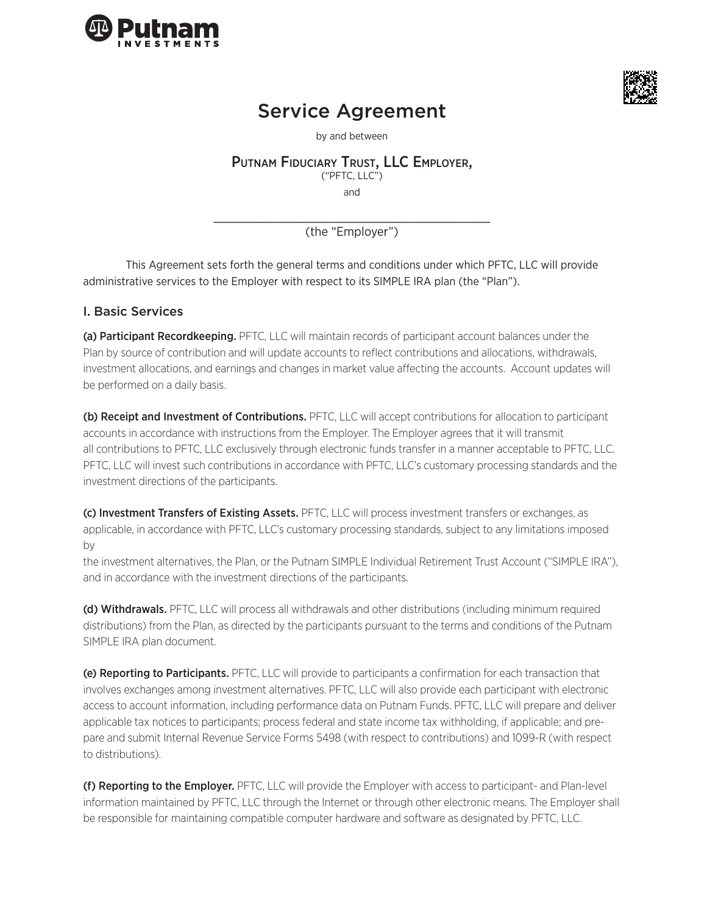# Service Agreement

by and between

**Putnam Fiduciary Trust, LLC Employer,**
("PFTC, LLC")

and

\_\_\_\_\_\_\_\_\_\_\_\_\_\_\_\_\_\_\_\_\_\_\_\_\_\_\_\_\_\_\_\_\_\_\_\_\_\_\_\_\_\_
(the "Employer")

This Agreement sets forth the general terms and conditions under which PFTC, LLC will provide administrative services to the Employer with respect to its SIMPLE IRA plan (the "Plan").

## I. Basic Services

**(a) Participant Recordkeeping.** PFTC, LLC will maintain records of participant account balances under the Plan by source of contribution and will update accounts to reflect contributions and allocations, withdrawals, investment allocations, and earnings and changes in market value affecting the accounts. Account updates will be performed on a daily basis.

**(b) Receipt and Investment of Contributions.** PFTC, LLC will accept contributions for allocation to participant accounts in accordance with instructions from the Employer. The Employer agrees that it will transmit all contributions to PFTC, LLC exclusively through electronic funds transfer in a manner acceptable to PFTC, LLC. PFTC, LLC will invest such contributions in accordance with PFTC, LLC's customary processing standards and the investment directions of the participants.

**(c) Investment Transfers of Existing Assets.** PFTC, LLC will process investment transfers or exchanges, as applicable, in accordance with PFTC, LLC's customary processing standards, subject to any limitations imposed by the investment alternatives, the Plan, or the Putnam SIMPLE Individual Retirement Trust Account ("SIMPLE IRA"), and in accordance with the investment directions of the participants.

**(d) Withdrawals.** PFTC, LLC will process all withdrawals and other distributions (including minimum required distributions) from the Plan, as directed by the participants pursuant to the terms and conditions of the Putnam SIMPLE IRA plan document.

**(e) Reporting to Participants.** PFTC, LLC will provide to participants a confirmation for each transaction that involves exchanges among investment alternatives. PFTC, LLC will also provide each participant with electronic access to account information, including performance data on Putnam Funds. PFTC, LLC will prepare and deliver applicable tax notices to participants; process federal and state income tax withholding, if applicable; and prepare and submit Internal Revenue Service Forms 5498 (with respect to contributions) and 1099-R (with respect to distributions).

**(f) Reporting to the Employer.** PFTC, LLC will provide the Employer with access to participant- and Plan-level information maintained by PFTC, LLC through the Internet or through other electronic means. The Employer shall be responsible for maintaining compatible computer hardware and software as designated by PFTC, LLC.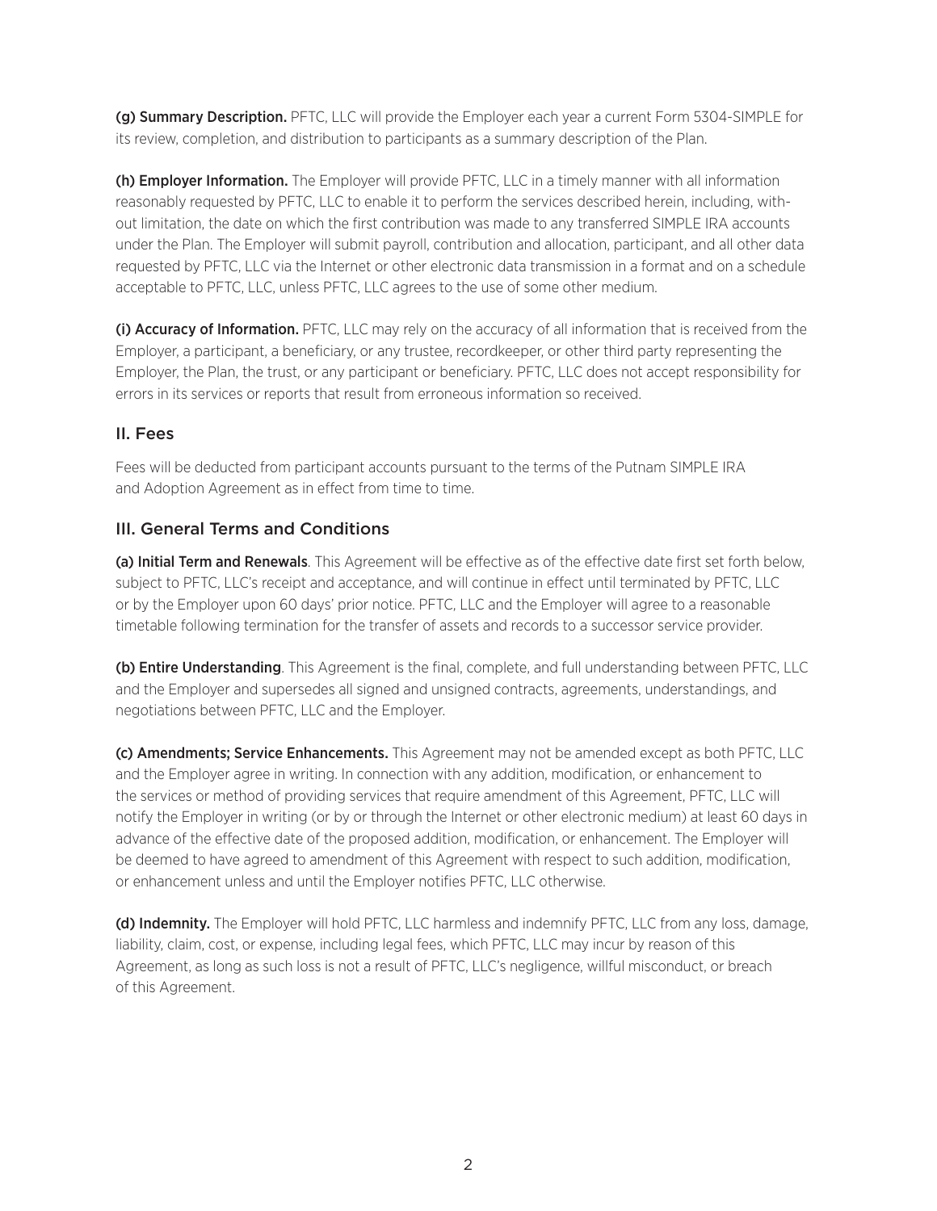**(g) Summary Description.** PFTC, LLC will provide the Employer each year a current Form 5304-SIMPLE for its review, completion, and distribution to participants as a summary description of the Plan.

**(h) Employer Information.** The Employer will provide PFTC, LLC in a timely manner with all information reasonably requested by PFTC, LLC to enable it to perform the services described herein, including, without limitation, the date on which the first contribution was made to any transferred SIMPLE IRA accounts under the Plan. The Employer will submit payroll, contribution and allocation, participant, and all other data requested by PFTC, LLC via the Internet or other electronic data transmission in a format and on a schedule acceptable to PFTC, LLC, unless PFTC, LLC agrees to the use of some other medium.

**(i) Accuracy of Information.** PFTC, LLC may rely on the accuracy of all information that is received from the Employer, a participant, a beneficiary, or any trustee, recordkeeper, or other third party representing the Employer, the Plan, the trust, or any participant or beneficiary. PFTC, LLC does not accept responsibility for errors in its services or reports that result from erroneous information so received.

## II. Fees

Fees will be deducted from participant accounts pursuant to the terms of the Putnam SIMPLE IRA and Adoption Agreement as in effect from time to time.

## III. General Terms and Conditions

**(a) Initial Term and Renewals**. This Agreement will be effective as of the effective date first set forth below, subject to PFTC, LLC's receipt and acceptance, and will continue in effect until terminated by PFTC, LLC or by the Employer upon 60 days' prior notice. PFTC, LLC and the Employer will agree to a reasonable timetable following termination for the transfer of assets and records to a successor service provider.

**(b) Entire Understanding**. This Agreement is the final, complete, and full understanding between PFTC, LLC and the Employer and supersedes all signed and unsigned contracts, agreements, understandings, and negotiations between PFTC, LLC and the Employer.

**(c) Amendments; Service Enhancements.** This Agreement may not be amended except as both PFTC, LLC and the Employer agree in writing. In connection with any addition, modification, or enhancement to the services or method of providing services that require amendment of this Agreement, PFTC, LLC will notify the Employer in writing (or by or through the Internet or other electronic medium) at least 60 days in advance of the effective date of the proposed addition, modification, or enhancement. The Employer will be deemed to have agreed to amendment of this Agreement with respect to such addition, modification, or enhancement unless and until the Employer notifies PFTC, LLC otherwise.

**(d) Indemnity.** The Employer will hold PFTC, LLC harmless and indemnify PFTC, LLC from any loss, damage, liability, claim, cost, or expense, including legal fees, which PFTC, LLC may incur by reason of this Agreement, as long as such loss is not a result of PFTC, LLC's negligence, willful misconduct, or breach of this Agreement.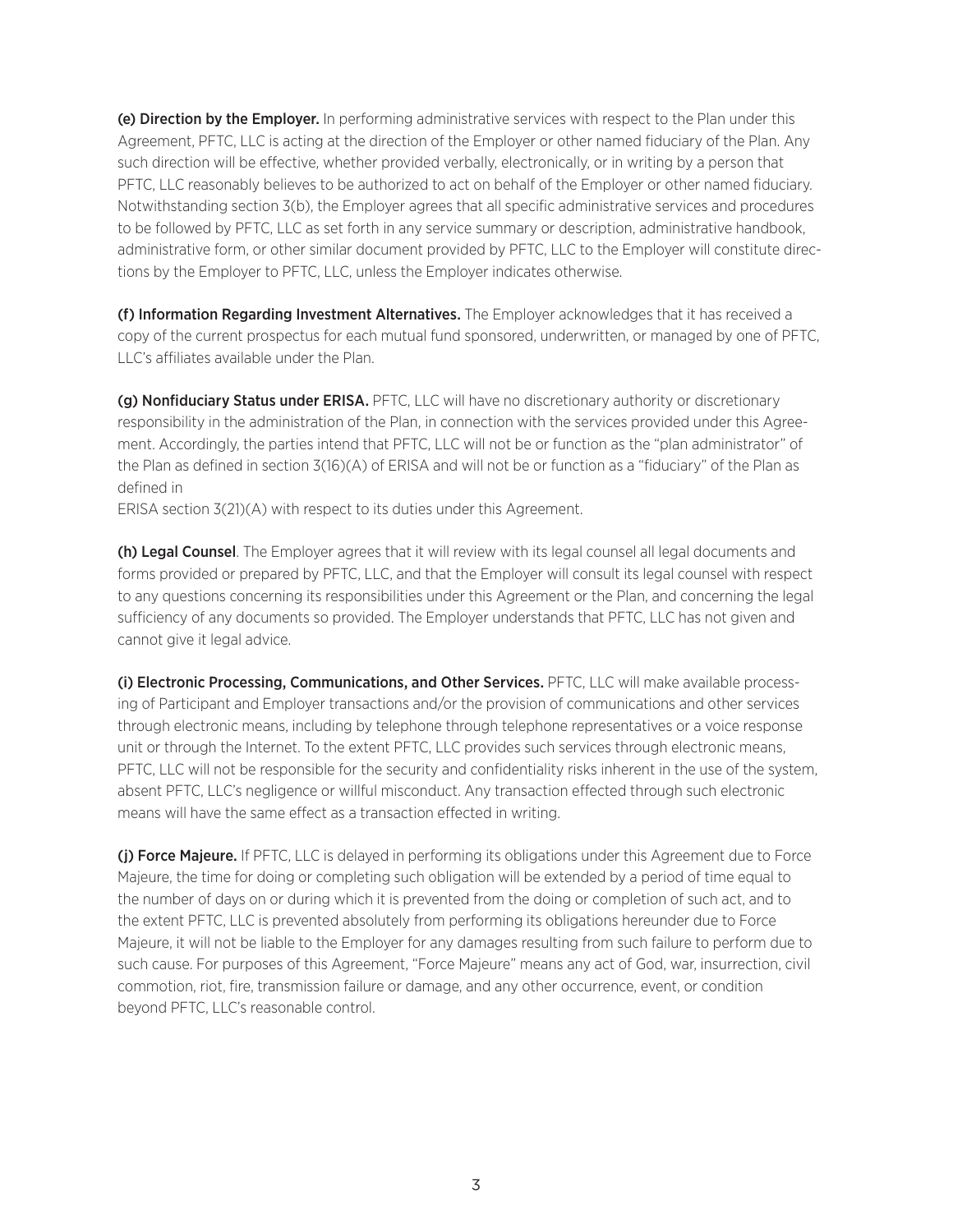**(e) Direction by the Employer.** In performing administrative services with respect to the Plan under this Agreement, PFTC, LLC is acting at the direction of the Employer or other named fiduciary of the Plan. Any such direction will be effective, whether provided verbally, electronically, or in writing by a person that PFTC, LLC reasonably believes to be authorized to act on behalf of the Employer or other named fiduciary. Notwithstanding section 3(b), the Employer agrees that all specific administrative services and procedures to be followed by PFTC, LLC as set forth in any service summary or description, administrative handbook, administrative form, or other similar document provided by PFTC, LLC to the Employer will constitute directions by the Employer to PFTC, LLC, unless the Employer indicates otherwise.

**(f) Information Regarding Investment Alternatives.** The Employer acknowledges that it has received a copy of the current prospectus for each mutual fund sponsored, underwritten, or managed by one of PFTC, LLC's affiliates available under the Plan.

**(g) Nonfiduciary Status under ERISA.** PFTC, LLC will have no discretionary authority or discretionary responsibility in the administration of the Plan, in connection with the services provided under this Agreement. Accordingly, the parties intend that PFTC, LLC will not be or function as the "plan administrator" of the Plan as defined in section 3(16)(A) of ERISA and will not be or function as a "fiduciary" of the Plan as defined in ERISA section 3(21)(A) with respect to its duties under this Agreement.

**(h) Legal Counsel**. The Employer agrees that it will review with its legal counsel all legal documents and forms provided or prepared by PFTC, LLC, and that the Employer will consult its legal counsel with respect to any questions concerning its responsibilities under this Agreement or the Plan, and concerning the legal sufficiency of any documents so provided. The Employer understands that PFTC, LLC has not given and cannot give it legal advice.

**(i) Electronic Processing, Communications, and Other Services.** PFTC, LLC will make available processing of Participant and Employer transactions and/or the provision of communications and other services through electronic means, including by telephone through telephone representatives or a voice response unit or through the Internet. To the extent PFTC, LLC provides such services through electronic means, PFTC, LLC will not be responsible for the security and confidentiality risks inherent in the use of the system, absent PFTC, LLC's negligence or willful misconduct. Any transaction effected through such electronic means will have the same effect as a transaction effected in writing.

**(j) Force Majeure.** If PFTC, LLC is delayed in performing its obligations under this Agreement due to Force Majeure, the time for doing or completing such obligation will be extended by a period of time equal to the number of days on or during which it is prevented from the doing or completion of such act, and to the extent PFTC, LLC is prevented absolutely from performing its obligations hereunder due to Force Majeure, it will not be liable to the Employer for any damages resulting from such failure to perform due to such cause. For purposes of this Agreement, "Force Majeure" means any act of God, war, insurrection, civil commotion, riot, fire, transmission failure or damage, and any other occurrence, event, or condition beyond PFTC, LLC's reasonable control.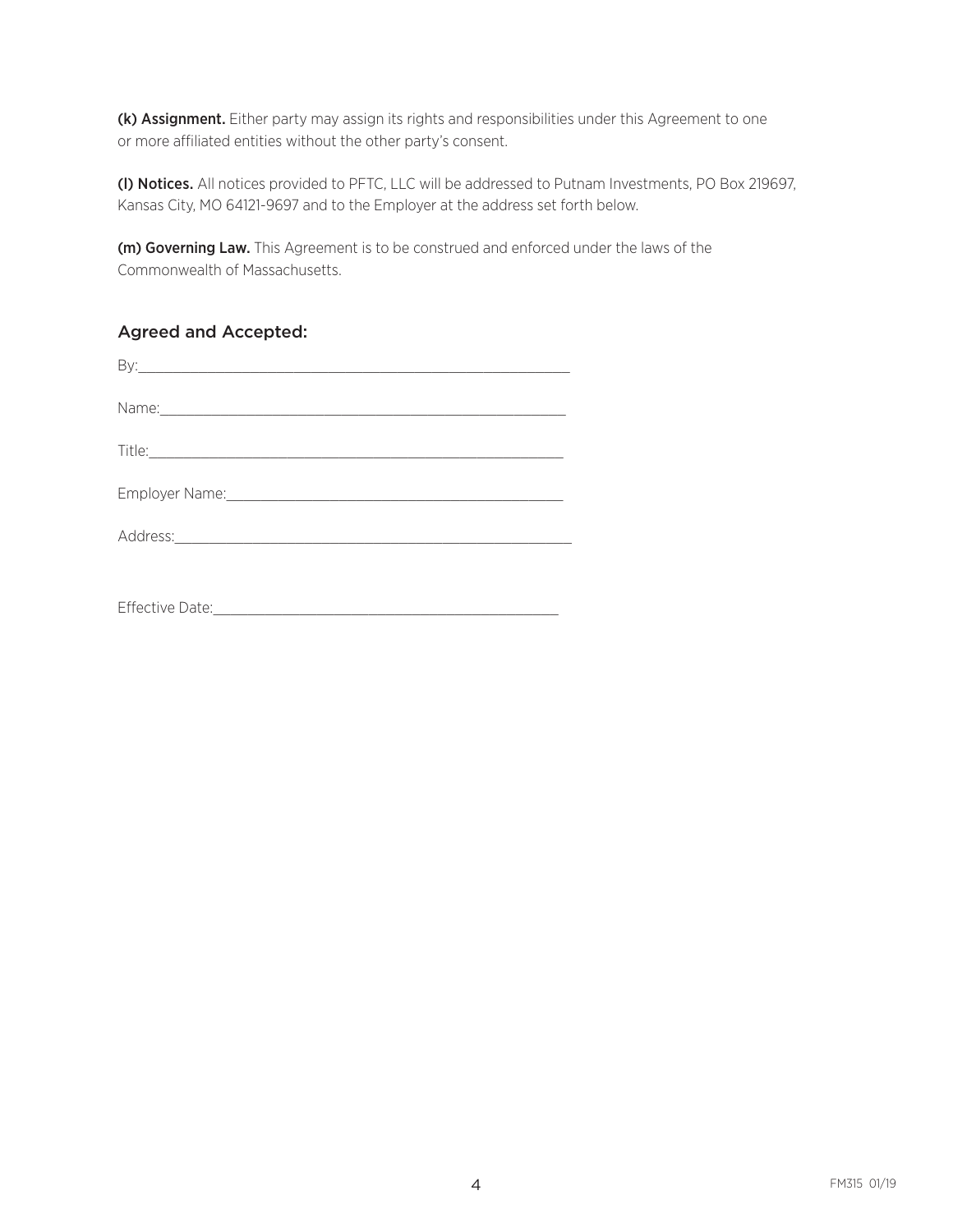**(k) Assignment.** Either party may assign its rights and responsibilities under this Agreement to one or more affiliated entities without the other party's consent.

**(l) Notices.** All notices provided to PFTC, LLC will be addressed to Putnam Investments, PO Box 219697, Kansas City, MO 64121-9697 and to the Employer at the address set forth below.

**(m) Governing Law.** This Agreement is to be construed and enforced under the laws of the Commonwealth of Massachusetts.

## Agreed and Accepted:

By:\_\_\_\_\_\_\_\_\_\_\_\_\_\_\_\_\_\_\_\_\_\_\_\_\_\_\_\_\_\_\_\_\_\_\_\_\_\_\_\_\_\_\_\_\_\_\_\_

Name:\_\_\_\_\_\_\_\_\_\_\_\_\_\_\_\_\_\_\_\_\_\_\_\_\_\_\_\_\_\_\_\_\_\_\_\_\_\_\_\_\_\_\_\_\_\_

Title:\_\_\_\_\_\_\_\_\_\_\_\_\_\_\_\_\_\_\_\_\_\_\_\_\_\_\_\_\_\_\_\_\_\_\_\_\_\_\_\_\_\_\_\_\_\_

Employer Name:\_\_\_\_\_\_\_\_\_\_\_\_\_\_\_\_\_\_\_\_\_\_\_\_\_\_\_\_\_\_\_\_\_\_\_\_\_\_\_\_

Address:\_\_\_\_\_\_\_\_\_\_\_\_\_\_\_\_\_\_\_\_\_\_\_\_\_\_\_\_\_\_\_\_\_\_\_\_\_\_\_\_\_\_\_\_\_

Effective Date:\_\_\_\_\_\_\_\_\_\_\_\_\_\_\_\_\_\_\_\_\_\_\_\_\_\_\_\_\_\_\_\_\_\_\_\_\_\_\_\_

FM315 01/19